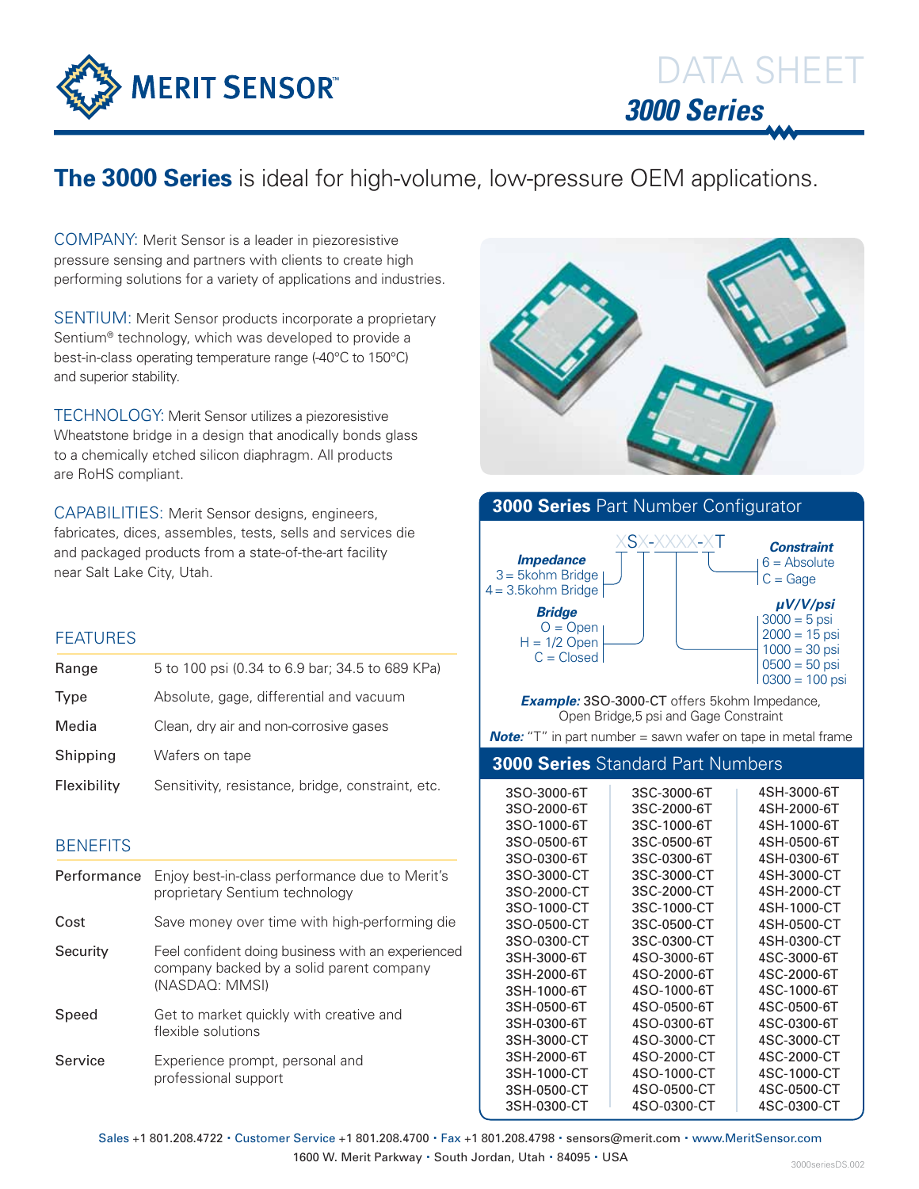# DATA SHEET

## 3000 Series

## The 3000 Series is ideal for high-volume, low-pressure OEM applications.

COMPANY: Merit Sensor is a leader in piezoresistive pressure sensing and partners with clients to create high performing solutions for a variety of applications and industries.

SENTIUM: Merit Sensor products incorporate a proprietary Sentium® technology, which was developed to provide a best-in-class operating temperature range (-40°C to 150°C) and superior stability.

TECHNOLOGY: Merit Sensor utilizes a piezoresistive Wheatstone bridge in a design that anodically bonds glass to a chemically etched silicon diaphragm. All products are RoHS compliant.

CAPABILITIES: Merit Sensor designs, engineers, fabricates, dices, assembles, tests, sells and services die and packaged products from a state-of-the-art facility near Salt Lake City, Utah.

### FEATURES

| | |
|---|---|
| Range | 5 to 100 psi (0.34 to 6.9 bar; 34.5 to 689 KPa) |
| Type | Absolute, gage, differential and vacuum |
| Media | Clean, dry air and non-corrosive gases |
| Shipping | Wafers on tape |
| Flexibility | Sensitivity, resistance, bridge, constraint, etc. |

### BENEFITS

| | |
|---|---|
| Performance | Enjoy best-in-class performance due to Merit's proprietary Sentium technology |
| Cost | Save money over time with high-performing die |
| Security | Feel confident doing business with an experienced company backed by a solid parent company (NASDAQ: MMSI) |
| Speed | Get to market quickly with creative and flexible solutions |
| Service | Experience prompt, personal and professional support |

### 3000 Series Part Number Configurator

XSX-XXXX-XT

**Impedance**
3 = 5kohm Bridge
4 = 3.5kohm Bridge

**Bridge**
O = Open
H = 1/2 Open
C = Closed

**Constraint**
6 = Absolute
C = Gage

**µV/V/psi**
3000 = 5 psi
2000 = 15 psi
1000 = 30 psi
0500 = 50 psi
0300 = 100 psi

***Example:*** 3SO-3000-CT offers 5kohm Impedance, Open Bridge,5 psi and Gage Constraint

***Note:*** "T" in part number = sawn wafer on tape in metal frame

### 3000 Series Standard Part Numbers

| | | |
|---|---|---|
| 3SO-3000-6T | 3SC-3000-6T | 4SH-3000-6T |
| 3SO-2000-6T | 3SC-2000-6T | 4SH-2000-6T |
| 3SO-1000-6T | 3SC-1000-6T | 4SH-1000-6T |
| 3SO-0500-6T | 3SC-0500-6T | 4SH-0500-6T |
| 3SO-0300-6T | 3SC-0300-6T | 4SH-0300-6T |
| 3SO-3000-CT | 3SC-3000-CT | 4SH-3000-CT |
| 3SO-2000-CT | 3SC-2000-CT | 4SH-2000-CT |
| 3SO-1000-CT | 3SC-1000-CT | 4SH-1000-CT |
| 3SO-0500-CT | 3SC-0500-CT | 4SH-0500-CT |
| 3SO-0300-CT | 3SC-0300-CT | 4SH-0300-CT |
| 3SH-3000-6T | 4SO-3000-6T | 4SC-3000-6T |
| 3SH-2000-6T | 4SO-2000-6T | 4SC-2000-6T |
| 3SH-1000-6T | 4SO-1000-6T | 4SC-1000-6T |
| 3SH-0500-6T | 4SO-0500-6T | 4SC-0500-6T |
| 3SH-0300-6T | 4SO-0300-6T | 4SC-0300-6T |
| 3SH-3000-CT | 4SO-3000-CT | 4SC-3000-CT |
| 3SH-2000-6T | 4SO-2000-CT | 4SC-2000-CT |
| 3SH-1000-CT | 4SO-1000-CT | 4SC-1000-CT |
| 3SH-0500-CT | 4SO-0500-CT | 4SC-0500-CT |
| 3SH-0300-CT | 4SO-0300-CT | 4SC-0300-CT |

Sales +1 801.208.4722 • Customer Service +1 801.208.4700 • Fax +1 801.208.4798 • sensors@merit.com • www.MeritSensor.com
1600 W. Merit Parkway • South Jordan, Utah • 84095 • USA

3000seriesDS.002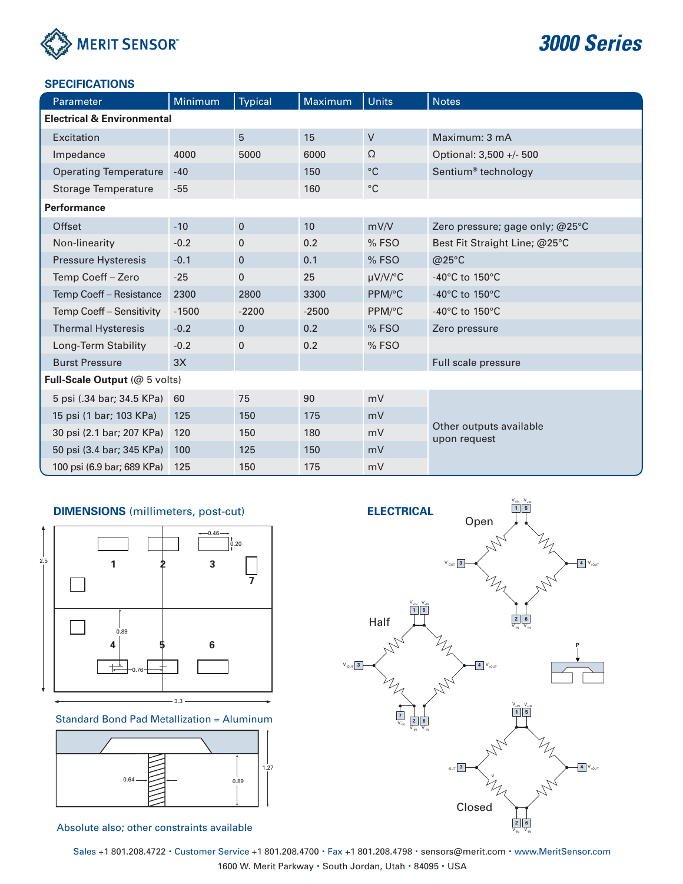## SPECIFICATIONS

| Parameter | Minimum | Typical | Maximum | Units | Notes |
|---|---|---|---|---|---|
| **Electrical & Environmental** | | | | | |
| Excitation | | 5 | 15 | V | Maximum: 3 mA |
| Impedance | 4000 | 5000 | 6000 | Ω | Optional: 3,500 +/- 500 |
| Operating Temperature | -40 | | 150 | °C | Sentium® technology |
| Storage Temperature | -55 | | 160 | °C | |
| **Performance** | | | | | |
| Offset | -10 | 0 | 10 | mV/V | Zero pressure; gage only; @25°C |
| Non-linearity | -0.2 | 0 | 0.2 | % FSO | Best Fit Straight Line; @25°C |
| Pressure Hysteresis | -0.1 | 0 | 0.1 | % FSO | @25°C |
| Temp Coeff – Zero | -25 | 0 | 25 | µV/V/°C | -40°C to 150°C |
| Temp Coeff – Resistance | 2300 | 2800 | 3300 | PPM/°C | -40°C to 150°C |
| Temp Coeff – Sensitivity | -1500 | -2200 | -2500 | PPM/°C | -40°C to 150°C |
| Thermal Hysteresis | -0.2 | 0 | 0.2 | % FSO | Zero pressure |
| Long-Term Stability | -0.2 | 0 | 0.2 | % FSO | |
| Burst Pressure | 3X | | | | Full scale pressure |
| **Full-Scale Output** (@ 5 volts) | | | | | |
| 5 psi (.34 bar; 34.5 KPa) | 60 | 75 | 90 | mV | Other outputs available upon request |
| 15 psi (1 bar; 103 KPa) | 125 | 150 | 175 | mV | |
| 30 psi (2.1 bar; 207 KPa) | 120 | 150 | 180 | mV | |
| 50 psi (3.4 bar; 345 KPa) | 100 | 125 | 150 | mV | |
| 100 psi (6.9 bar; 689 KPa) | 125 | 150 | 175 | mV | |

## DIMENSIONS (millimeters, post-cut)

0.46
0.20
1 2 3 7
2.5
0.89
4 5 6
0.76
3.3

Standard Bond Pad Metallization = Aluminum

0.64
0.89
1.27

Absolute also; other constraints available

## ELECTRICAL

Open

Half

Closed

P

$V_{+IN}$ 1, $V_{+IN}$ 5, $V_{-OUT}$ 3, $V_{+OUT}$ 4, $V_{-IN}$ 2, $V_{-IN}$ 6, $V_{-IN}$ 7